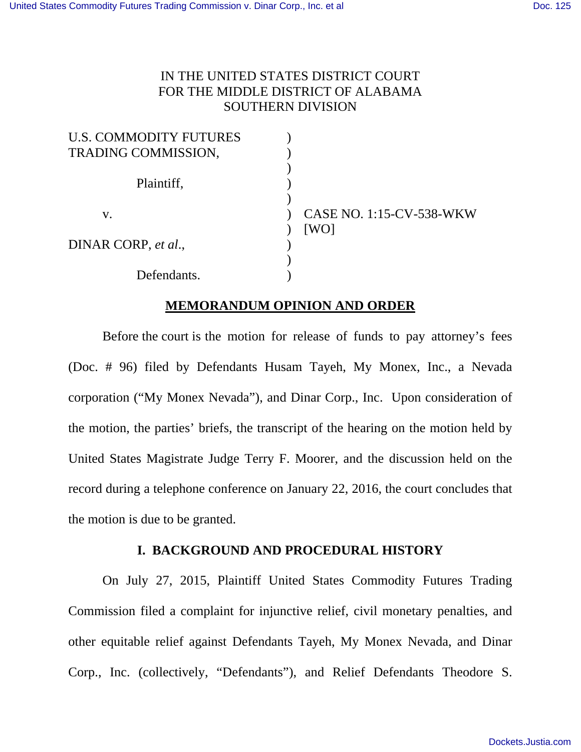IN THE UNITED STATES DISTRICT COURT
FOR THE MIDDLE DISTRICT OF ALABAMA
SOUTHERN DIVISION

| | | |
|---|---|---|
| U.S. COMMODITY FUTURES TRADING COMMISSION, | ) | |
| Plaintiff, | ) | |
| v. | ) | CASE NO. 1:15-CV-538-WKW [WO] |
| DINAR CORP, *et al.*, | ) | |
| Defendants. | ) | |

## MEMORANDUM OPINION AND ORDER

Before the court is the motion for release of funds to pay attorney's fees (Doc. # 96) filed by Defendants Husam Tayeh, My Monex, Inc., a Nevada corporation ("My Monex Nevada"), and Dinar Corp., Inc. Upon consideration of the motion, the parties' briefs, the transcript of the hearing on the motion held by United States Magistrate Judge Terry F. Moorer, and the discussion held on the record during a telephone conference on January 22, 2016, the court concludes that the motion is due to be granted.

### I. BACKGROUND AND PROCEDURAL HISTORY

On July 27, 2015, Plaintiff United States Commodity Futures Trading Commission filed a complaint for injunctive relief, civil monetary penalties, and other equitable relief against Defendants Tayeh, My Monex Nevada, and Dinar Corp., Inc. (collectively, "Defendants"), and Relief Defendants Theodore S.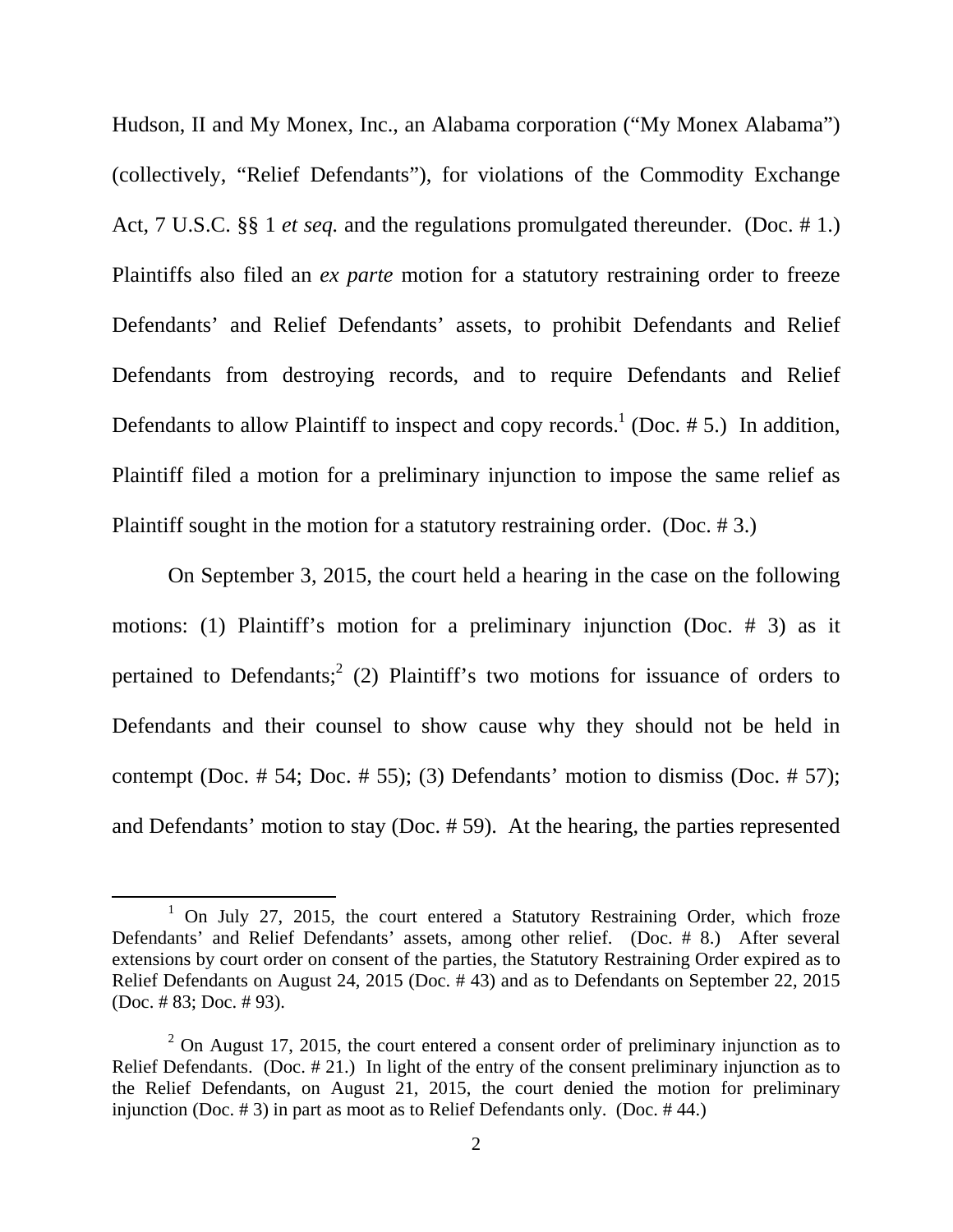Hudson, II and My Monex, Inc., an Alabama corporation ("My Monex Alabama") (collectively, "Relief Defendants"), for violations of the Commodity Exchange Act, 7 U.S.C. §§ 1 *et seq.* and the regulations promulgated thereunder. (Doc. # 1.) Plaintiffs also filed an *ex parte* motion for a statutory restraining order to freeze Defendants' and Relief Defendants' assets, to prohibit Defendants and Relief Defendants from destroying records, and to require Defendants and Relief Defendants to allow Plaintiff to inspect and copy records.[1] (Doc. # 5.) In addition, Plaintiff filed a motion for a preliminary injunction to impose the same relief as Plaintiff sought in the motion for a statutory restraining order. (Doc. # 3.)

On September 3, 2015, the court held a hearing in the case on the following motions: (1) Plaintiff's motion for a preliminary injunction (Doc. # 3) as it pertained to Defendants;[2] (2) Plaintiff's two motions for issuance of orders to Defendants and their counsel to show cause why they should not be held in contempt (Doc. # 54; Doc. # 55); (3) Defendants' motion to dismiss (Doc. # 57); and Defendants' motion to stay (Doc. # 59). At the hearing, the parties represented

---

[1] On July 27, 2015, the court entered a Statutory Restraining Order, which froze Defendants' and Relief Defendants' assets, among other relief. (Doc. # 8.) After several extensions by court order on consent of the parties, the Statutory Restraining Order expired as to Relief Defendants on August 24, 2015 (Doc. # 43) and as to Defendants on September 22, 2015 (Doc. # 83; Doc. # 93).

[2] On August 17, 2015, the court entered a consent order of preliminary injunction as to Relief Defendants. (Doc. # 21.) In light of the entry of the consent preliminary injunction as to the Relief Defendants, on August 21, 2015, the court denied the motion for preliminary injunction (Doc. # 3) in part as moot as to Relief Defendants only. (Doc. # 44.)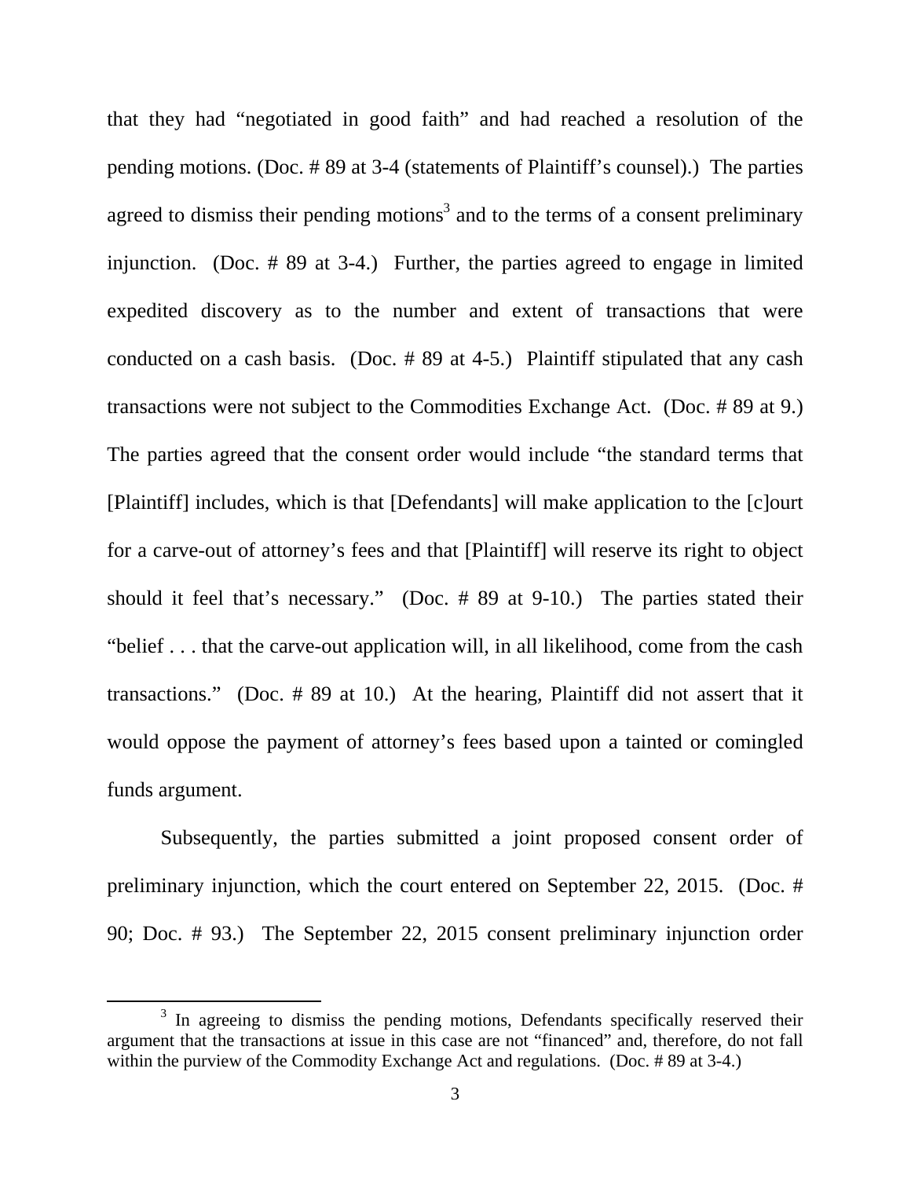that they had "negotiated in good faith" and had reached a resolution of the pending motions. (Doc. # 89 at 3-4 (statements of Plaintiff's counsel).) The parties agreed to dismiss their pending motions[3] and to the terms of a consent preliminary injunction. (Doc. # 89 at 3-4.) Further, the parties agreed to engage in limited expedited discovery as to the number and extent of transactions that were conducted on a cash basis. (Doc. # 89 at 4-5.) Plaintiff stipulated that any cash transactions were not subject to the Commodities Exchange Act. (Doc. # 89 at 9.) The parties agreed that the consent order would include "the standard terms that [Plaintiff] includes, which is that [Defendants] will make application to the [c]ourt for a carve-out of attorney's fees and that [Plaintiff] will reserve its right to object should it feel that's necessary." (Doc. # 89 at 9-10.) The parties stated their "belief . . . that the carve-out application will, in all likelihood, come from the cash transactions." (Doc. # 89 at 10.) At the hearing, Plaintiff did not assert that it would oppose the payment of attorney's fees based upon a tainted or comingled funds argument.

Subsequently, the parties submitted a joint proposed consent order of preliminary injunction, which the court entered on September 22, 2015. (Doc. # 90; Doc. # 93.) The September 22, 2015 consent preliminary injunction order

---

[3] In agreeing to dismiss the pending motions, Defendants specifically reserved their argument that the transactions at issue in this case are not "financed" and, therefore, do not fall within the purview of the Commodity Exchange Act and regulations. (Doc. # 89 at 3-4.)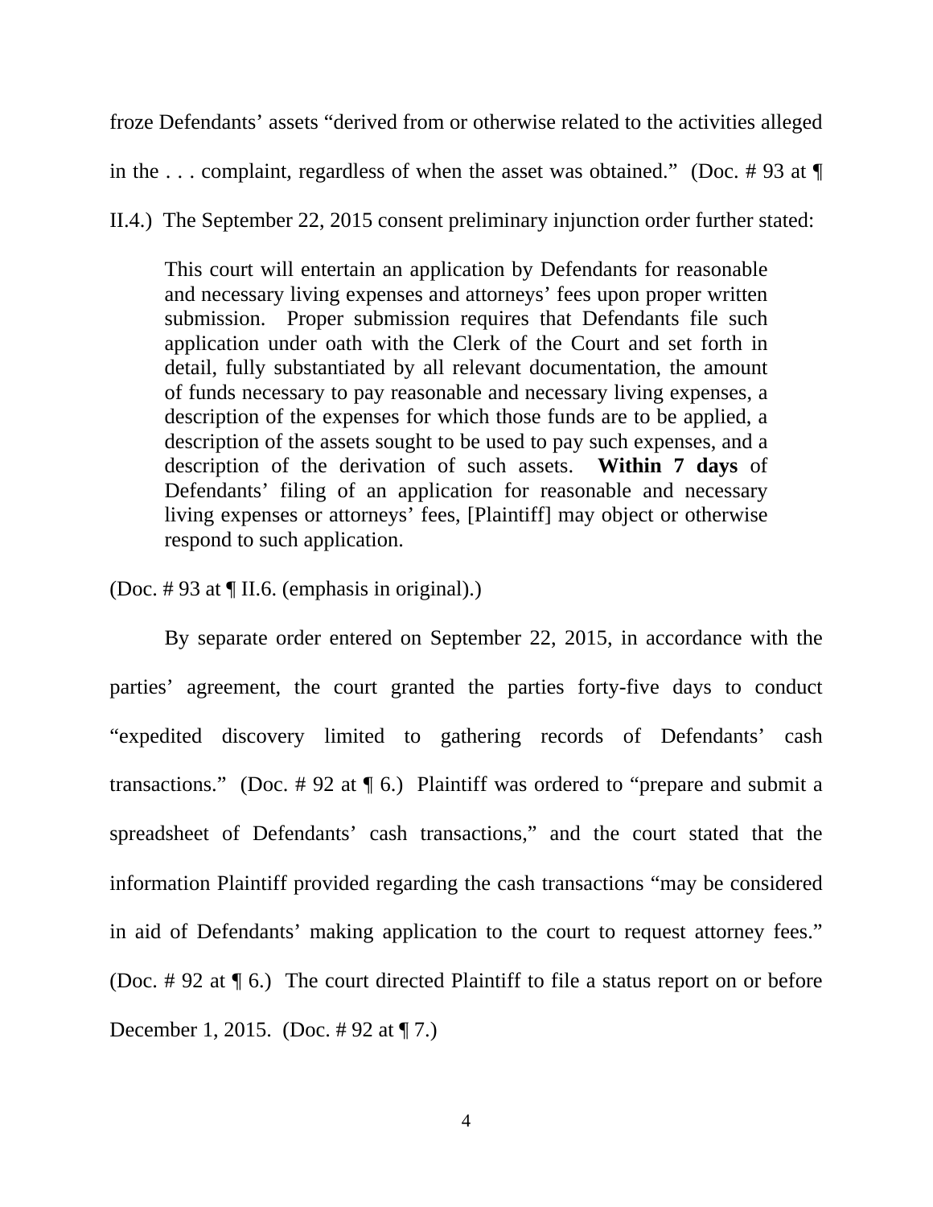froze Defendants' assets "derived from or otherwise related to the activities alleged in the . . . complaint, regardless of when the asset was obtained." (Doc. # 93 at ¶ II.4.) The September 22, 2015 consent preliminary injunction order further stated:

> This court will entertain an application by Defendants for reasonable and necessary living expenses and attorneys' fees upon proper written submission. Proper submission requires that Defendants file such application under oath with the Clerk of the Court and set forth in detail, fully substantiated by all relevant documentation, the amount of funds necessary to pay reasonable and necessary living expenses, a description of the expenses for which those funds are to be applied, a description of the assets sought to be used to pay such expenses, and a description of the derivation of such assets. **Within 7 days** of Defendants' filing of an application for reasonable and necessary living expenses or attorneys' fees, [Plaintiff] may object or otherwise respond to such application.

(Doc. # 93 at ¶ II.6. (emphasis in original).)

By separate order entered on September 22, 2015, in accordance with the parties' agreement, the court granted the parties forty-five days to conduct "expedited discovery limited to gathering records of Defendants' cash transactions." (Doc. # 92 at ¶ 6.) Plaintiff was ordered to "prepare and submit a spreadsheet of Defendants' cash transactions," and the court stated that the information Plaintiff provided regarding the cash transactions "may be considered in aid of Defendants' making application to the court to request attorney fees." (Doc. # 92 at ¶ 6.) The court directed Plaintiff to file a status report on or before December 1, 2015. (Doc. # 92 at ¶ 7.)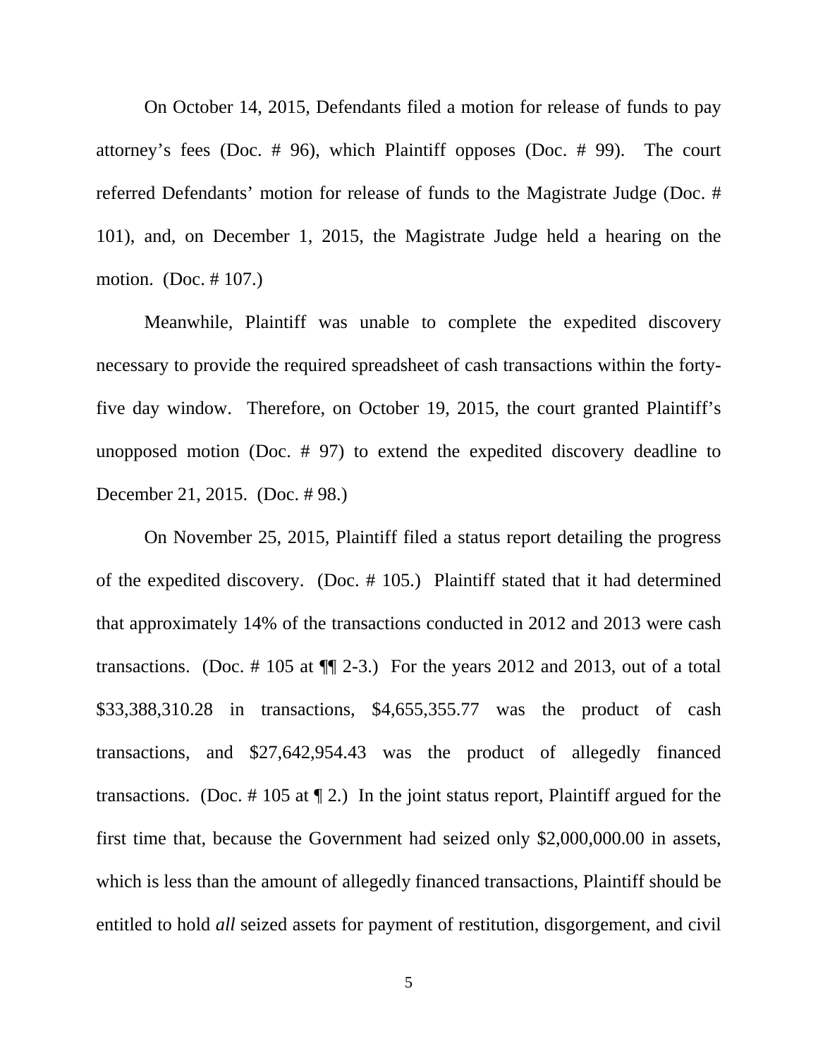On October 14, 2015, Defendants filed a motion for release of funds to pay attorney's fees (Doc. # 96), which Plaintiff opposes (Doc. # 99). The court referred Defendants' motion for release of funds to the Magistrate Judge (Doc. # 101), and, on December 1, 2015, the Magistrate Judge held a hearing on the motion. (Doc. # 107.)

Meanwhile, Plaintiff was unable to complete the expedited discovery necessary to provide the required spreadsheet of cash transactions within the forty-five day window. Therefore, on October 19, 2015, the court granted Plaintiff's unopposed motion (Doc. # 97) to extend the expedited discovery deadline to December 21, 2015. (Doc. # 98.)

On November 25, 2015, Plaintiff filed a status report detailing the progress of the expedited discovery. (Doc. # 105.) Plaintiff stated that it had determined that approximately 14% of the transactions conducted in 2012 and 2013 were cash transactions. (Doc. # 105 at ¶¶ 2-3.) For the years 2012 and 2013, out of a total $33,388,310.28 in transactions, $4,655,355.77 was the product of cash transactions, and $27,642,954.43 was the product of allegedly financed transactions. (Doc. # 105 at ¶ 2.) In the joint status report, Plaintiff argued for the first time that, because the Government had seized only $2,000,000.00 in assets, which is less than the amount of allegedly financed transactions, Plaintiff should be entitled to hold *all* seized assets for payment of restitution, disgorgement, and civil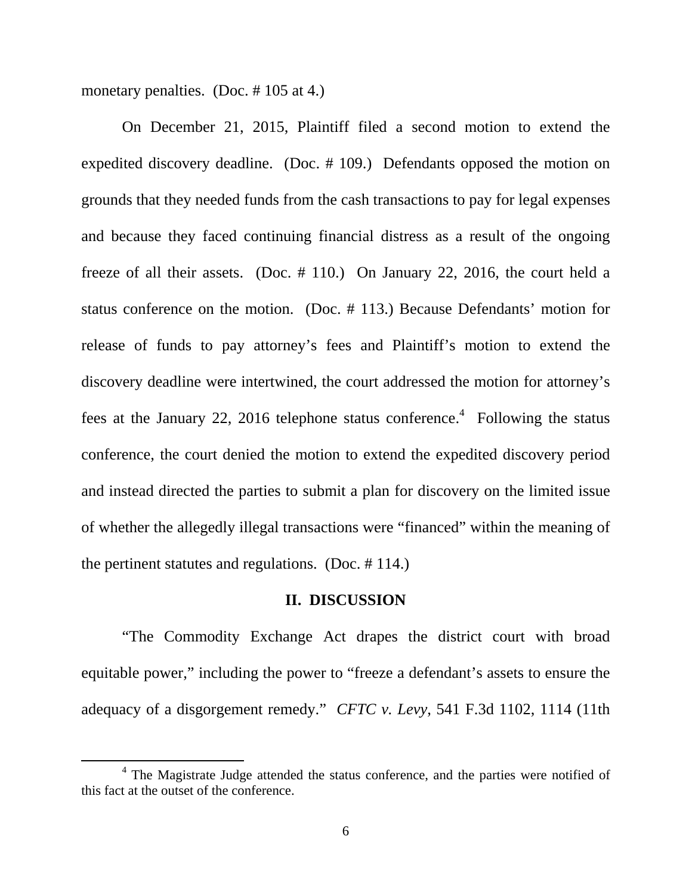monetary penalties. (Doc. # 105 at 4.)

On December 21, 2015, Plaintiff filed a second motion to extend the expedited discovery deadline. (Doc. # 109.) Defendants opposed the motion on grounds that they needed funds from the cash transactions to pay for legal expenses and because they faced continuing financial distress as a result of the ongoing freeze of all their assets. (Doc. # 110.) On January 22, 2016, the court held a status conference on the motion. (Doc. # 113.) Because Defendants' motion for release of funds to pay attorney's fees and Plaintiff's motion to extend the discovery deadline were intertwined, the court addressed the motion for attorney's fees at the January 22, 2016 telephone status conference.[4] Following the status conference, the court denied the motion to extend the expedited discovery period and instead directed the parties to submit a plan for discovery on the limited issue of whether the allegedly illegal transactions were "financed" within the meaning of the pertinent statutes and regulations. (Doc. # 114.)

## II. DISCUSSION

"The Commodity Exchange Act drapes the district court with broad equitable power," including the power to "freeze a defendant's assets to ensure the adequacy of a disgorgement remedy." *CFTC v. Levy*, 541 F.3d 1102, 1114 (11th

---

[4] The Magistrate Judge attended the status conference, and the parties were notified of this fact at the outset of the conference.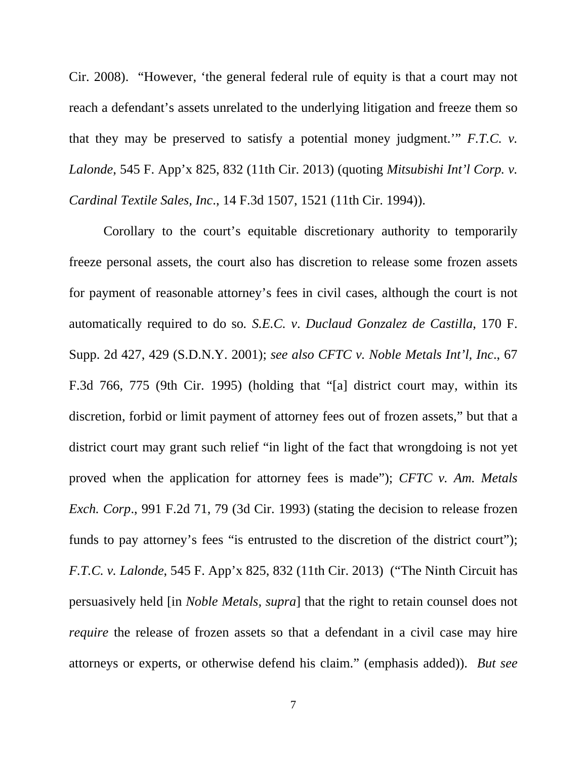Cir. 2008). "However, 'the general federal rule of equity is that a court may not reach a defendant's assets unrelated to the underlying litigation and freeze them so that they may be preserved to satisfy a potential money judgment.'" *F.T.C. v. Lalonde*, 545 F. App'x 825, 832 (11th Cir. 2013) (quoting *Mitsubishi Int'l Corp. v. Cardinal Textile Sales, Inc.*, 14 F.3d 1507, 1521 (11th Cir. 1994)).

Corollary to the court's equitable discretionary authority to temporarily freeze personal assets, the court also has discretion to release some frozen assets for payment of reasonable attorney's fees in civil cases, although the court is not automatically required to do so. *S.E.C. v. Duclaud Gonzalez de Castilla*, 170 F. Supp. 2d 427, 429 (S.D.N.Y. 2001); *see also CFTC v. Noble Metals Int'l, Inc.*, 67 F.3d 766, 775 (9th Cir. 1995) (holding that "[a] district court may, within its discretion, forbid or limit payment of attorney fees out of frozen assets," but that a district court may grant such relief "in light of the fact that wrongdoing is not yet proved when the application for attorney fees is made"); *CFTC v. Am. Metals Exch. Corp.*, 991 F.2d 71, 79 (3d Cir. 1993) (stating the decision to release frozen funds to pay attorney's fees "is entrusted to the discretion of the district court"); *F.T.C. v. Lalonde*, 545 F. App'x 825, 832 (11th Cir. 2013) ("The Ninth Circuit has persuasively held [in *Noble Metals, supra*] that the right to retain counsel does not *require* the release of frozen assets so that a defendant in a civil case may hire attorneys or experts, or otherwise defend his claim." (emphasis added)). *But see*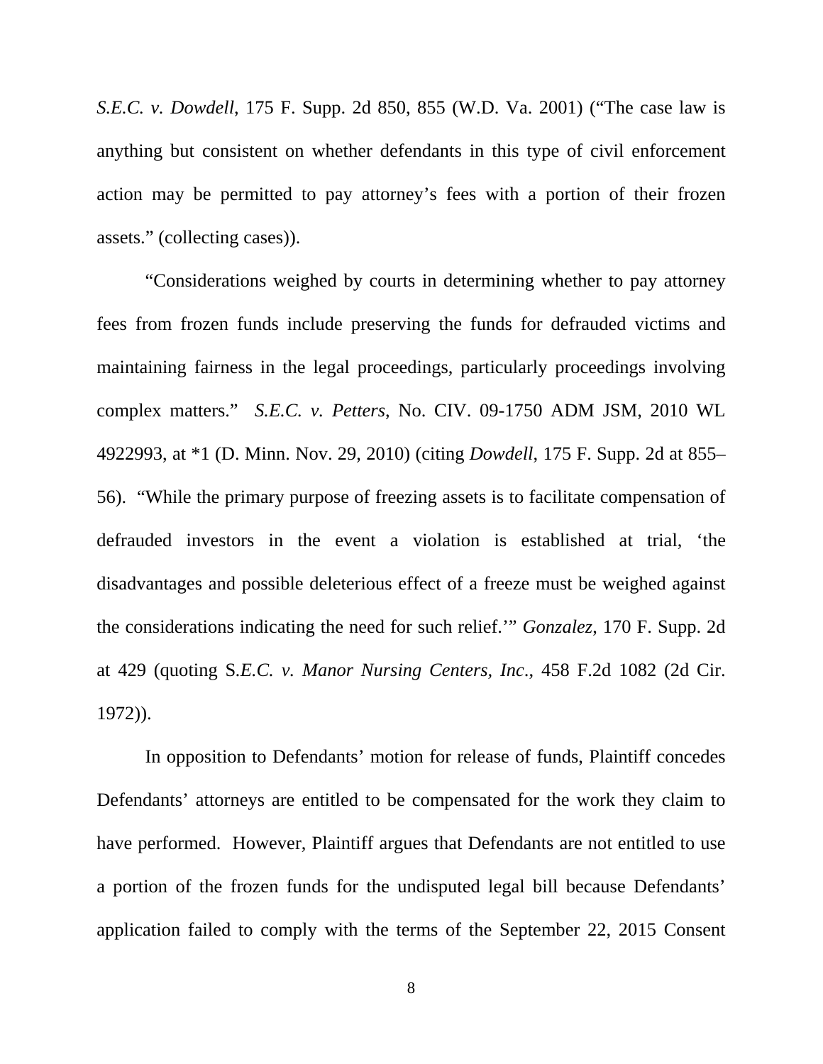*S.E.C. v. Dowdell*, 175 F. Supp. 2d 850, 855 (W.D. Va. 2001) ("The case law is anything but consistent on whether defendants in this type of civil enforcement action may be permitted to pay attorney's fees with a portion of their frozen assets." (collecting cases)).

"Considerations weighed by courts in determining whether to pay attorney fees from frozen funds include preserving the funds for defrauded victims and maintaining fairness in the legal proceedings, particularly proceedings involving complex matters." *S.E.C. v. Petters*, No. CIV. 09-1750 ADM JSM, 2010 WL 4922993, at *1 (D. Minn. Nov. 29, 2010) (citing *Dowdell*, 175 F. Supp. 2d at 855–56). "While the primary purpose of freezing assets is to facilitate compensation of defrauded investors in the event a violation is established at trial, 'the disadvantages and possible deleterious effect of a freeze must be weighed against the considerations indicating the need for such relief.'" *Gonzalez,* 170 F. Supp. 2d at 429 (quoting S*.E.C. v. Manor Nursing Centers, Inc*., 458 F.2d 1082 (2d Cir. 1972)).

In opposition to Defendants' motion for release of funds, Plaintiff concedes Defendants' attorneys are entitled to be compensated for the work they claim to have performed. However, Plaintiff argues that Defendants are not entitled to use a portion of the frozen funds for the undisputed legal bill because Defendants' application failed to comply with the terms of the September 22, 2015 Consent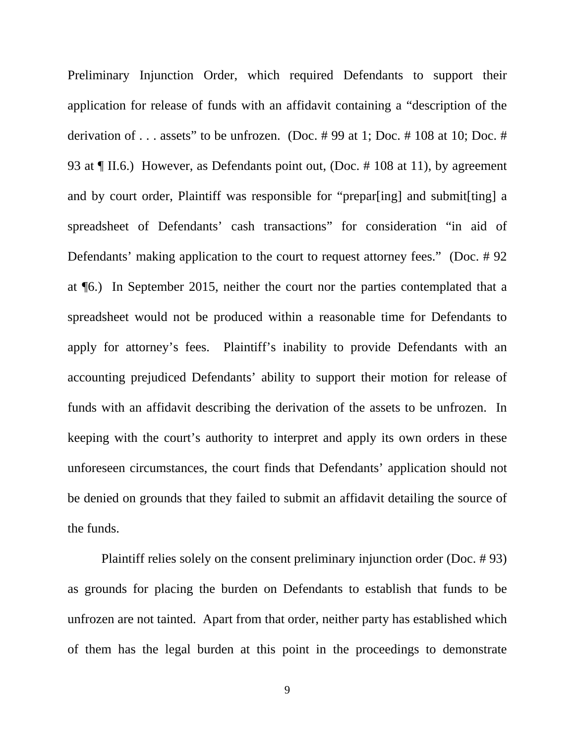Preliminary Injunction Order, which required Defendants to support their application for release of funds with an affidavit containing a "description of the derivation of . . . assets" to be unfrozen. (Doc. # 99 at 1; Doc. # 108 at 10; Doc. # 93 at ¶ II.6.) However, as Defendants point out, (Doc. # 108 at 11), by agreement and by court order, Plaintiff was responsible for "prepar[ing] and submit[ting] a spreadsheet of Defendants' cash transactions" for consideration "in aid of Defendants' making application to the court to request attorney fees." (Doc. # 92 at ¶6.) In September 2015, neither the court nor the parties contemplated that a spreadsheet would not be produced within a reasonable time for Defendants to apply for attorney's fees. Plaintiff's inability to provide Defendants with an accounting prejudiced Defendants' ability to support their motion for release of funds with an affidavit describing the derivation of the assets to be unfrozen. In keeping with the court's authority to interpret and apply its own orders in these unforeseen circumstances, the court finds that Defendants' application should not be denied on grounds that they failed to submit an affidavit detailing the source of the funds.

Plaintiff relies solely on the consent preliminary injunction order (Doc. # 93) as grounds for placing the burden on Defendants to establish that funds to be unfrozen are not tainted. Apart from that order, neither party has established which of them has the legal burden at this point in the proceedings to demonstrate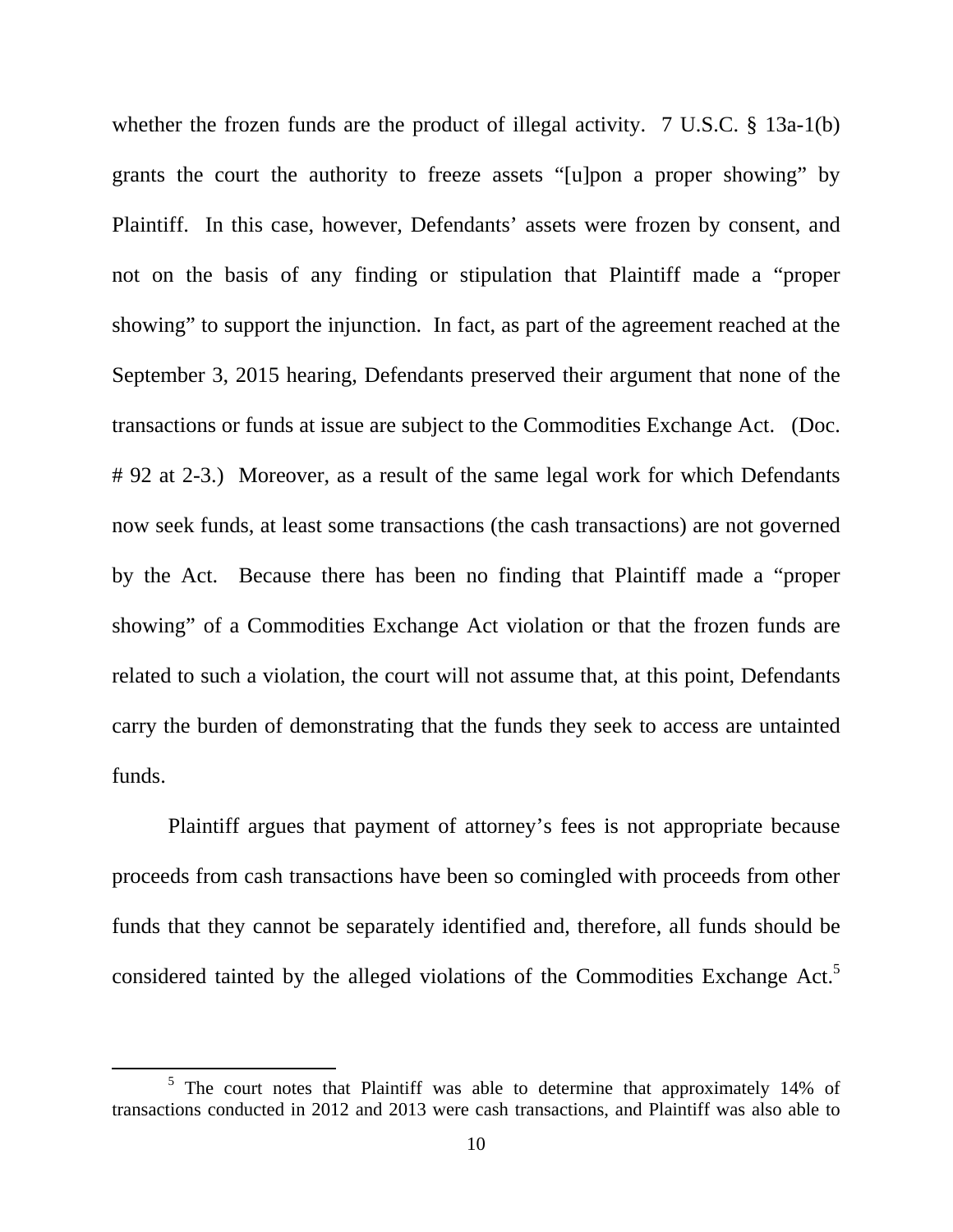whether the frozen funds are the product of illegal activity. 7 U.S.C. § 13a-1(b) grants the court the authority to freeze assets "[u]pon a proper showing" by Plaintiff. In this case, however, Defendants' assets were frozen by consent, and not on the basis of any finding or stipulation that Plaintiff made a "proper showing" to support the injunction. In fact, as part of the agreement reached at the September 3, 2015 hearing, Defendants preserved their argument that none of the transactions or funds at issue are subject to the Commodities Exchange Act. (Doc. # 92 at 2-3.) Moreover, as a result of the same legal work for which Defendants now seek funds, at least some transactions (the cash transactions) are not governed by the Act. Because there has been no finding that Plaintiff made a "proper showing" of a Commodities Exchange Act violation or that the frozen funds are related to such a violation, the court will not assume that, at this point, Defendants carry the burden of demonstrating that the funds they seek to access are untainted funds.

Plaintiff argues that payment of attorney's fees is not appropriate because proceeds from cash transactions have been so comingled with proceeds from other funds that they cannot be separately identified and, therefore, all funds should be considered tainted by the alleged violations of the Commodities Exchange Act.[5]

[5] The court notes that Plaintiff was able to determine that approximately 14% of transactions conducted in 2012 and 2013 were cash transactions, and Plaintiff was also able to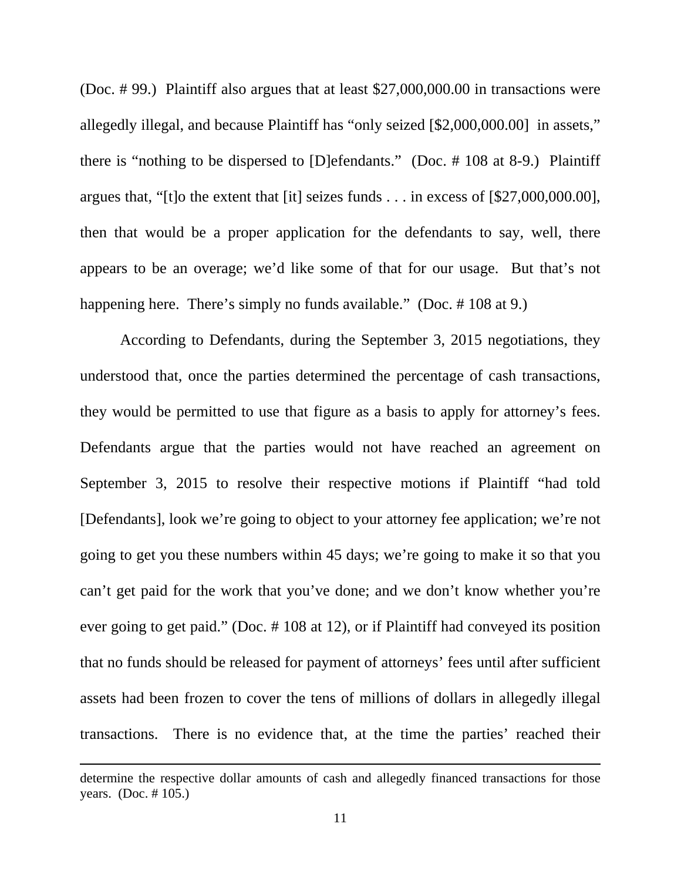(Doc. # 99.) Plaintiff also argues that at least $27,000,000.00 in transactions were allegedly illegal, and because Plaintiff has "only seized [$2,000,000.00] in assets," there is "nothing to be dispersed to [D]efendants." (Doc. # 108 at 8-9.) Plaintiff argues that, "[t]o the extent that [it] seizes funds . . . in excess of [$27,000,000.00], then that would be a proper application for the defendants to say, well, there appears to be an overage; we'd like some of that for our usage. But that's not happening here. There's simply no funds available." (Doc. # 108 at 9.)

According to Defendants, during the September 3, 2015 negotiations, they understood that, once the parties determined the percentage of cash transactions, they would be permitted to use that figure as a basis to apply for attorney's fees. Defendants argue that the parties would not have reached an agreement on September 3, 2015 to resolve their respective motions if Plaintiff "had told [Defendants], look we're going to object to your attorney fee application; we're not going to get you these numbers within 45 days; we're going to make it so that you can't get paid for the work that you've done; and we don't know whether you're ever going to get paid." (Doc. # 108 at 12), or if Plaintiff had conveyed its position that no funds should be released for payment of attorneys' fees until after sufficient assets had been frozen to cover the tens of millions of dollars in allegedly illegal transactions. There is no evidence that, at the time the parties' reached their

---

determine the respective dollar amounts of cash and allegedly financed transactions for those years. (Doc. # 105.)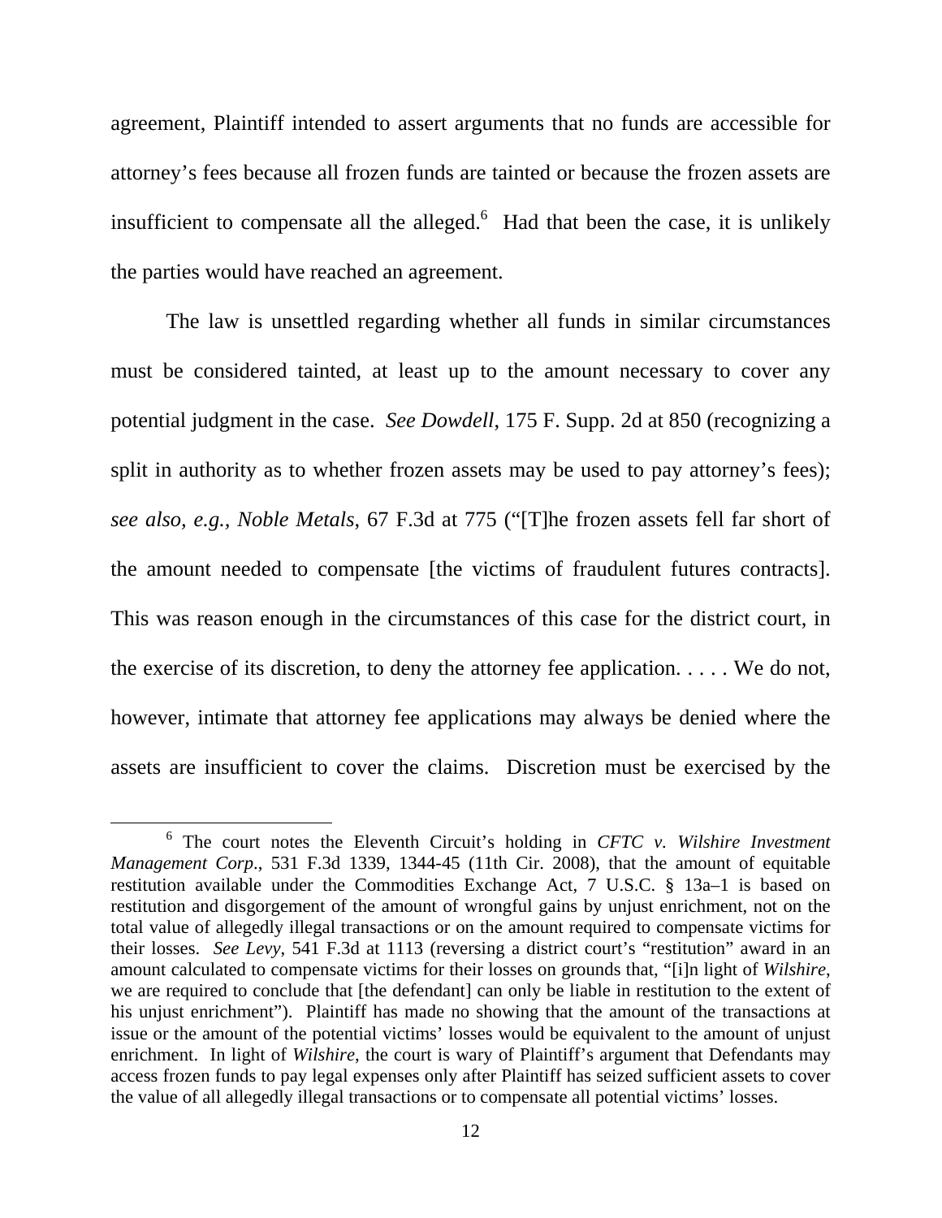agreement, Plaintiff intended to assert arguments that no funds are accessible for attorney's fees because all frozen funds are tainted or because the frozen assets are insufficient to compensate all the alleged.[6] Had that been the case, it is unlikely the parties would have reached an agreement.

The law is unsettled regarding whether all funds in similar circumstances must be considered tainted, at least up to the amount necessary to cover any potential judgment in the case. *See Dowdell*, 175 F. Supp. 2d at 850 (recognizing a split in authority as to whether frozen assets may be used to pay attorney's fees); *see also, e.g.*, *Noble Metals*, 67 F.3d at 775 ("[T]he frozen assets fell far short of the amount needed to compensate [the victims of fraudulent futures contracts]. This was reason enough in the circumstances of this case for the district court, in the exercise of its discretion, to deny the attorney fee application. . . . . We do not, however, intimate that attorney fee applications may always be denied where the assets are insufficient to cover the claims. Discretion must be exercised by the

---

[6] The court notes the Eleventh Circuit's holding in *CFTC v. Wilshire Investment Management Corp*., 531 F.3d 1339, 1344-45 (11th Cir. 2008), that the amount of equitable restitution available under the Commodities Exchange Act, 7 U.S.C. § 13a–1 is based on restitution and disgorgement of the amount of wrongful gains by unjust enrichment, not on the total value of allegedly illegal transactions or on the amount required to compensate victims for their losses. *See Levy*, 541 F.3d at 1113 (reversing a district court's "restitution" award in an amount calculated to compensate victims for their losses on grounds that, "[i]n light of *Wilshire*, we are required to conclude that [the defendant] can only be liable in restitution to the extent of his unjust enrichment"). Plaintiff has made no showing that the amount of the transactions at issue or the amount of the potential victims' losses would be equivalent to the amount of unjust enrichment. In light of *Wilshire*, the court is wary of Plaintiff's argument that Defendants may access frozen funds to pay legal expenses only after Plaintiff has seized sufficient assets to cover the value of all allegedly illegal transactions or to compensate all potential victims' losses.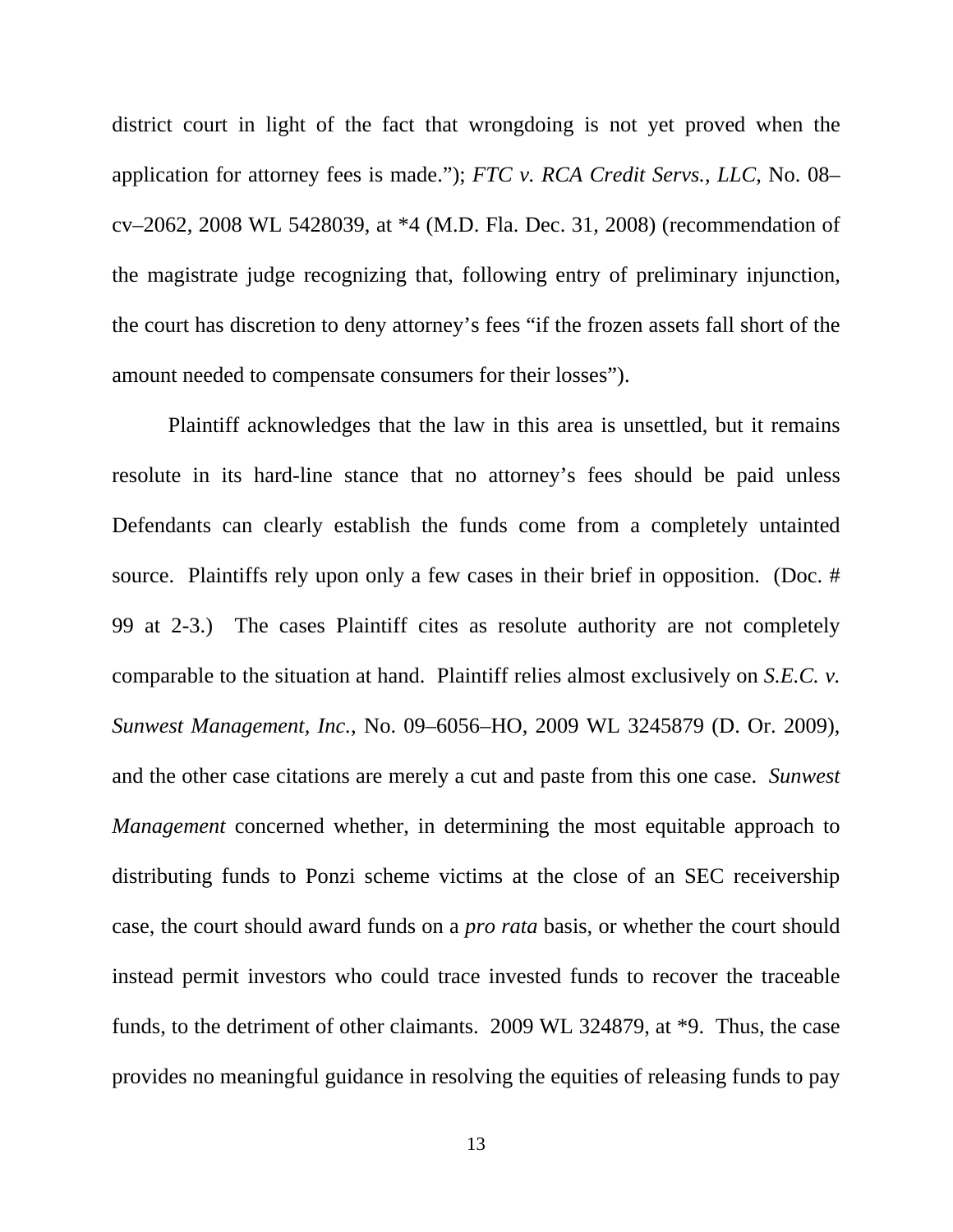district court in light of the fact that wrongdoing is not yet proved when the application for attorney fees is made."); *FTC v. RCA Credit Servs., LLC*, No. 08–cv–2062, 2008 WL 5428039, at *4 (M.D. Fla. Dec. 31, 2008) (recommendation of the magistrate judge recognizing that, following entry of preliminary injunction, the court has discretion to deny attorney's fees "if the frozen assets fall short of the amount needed to compensate consumers for their losses").

Plaintiff acknowledges that the law in this area is unsettled, but it remains resolute in its hard-line stance that no attorney's fees should be paid unless Defendants can clearly establish the funds come from a completely untainted source. Plaintiffs rely upon only a few cases in their brief in opposition. (Doc. # 99 at 2-3.) The cases Plaintiff cites as resolute authority are not completely comparable to the situation at hand. Plaintiff relies almost exclusively on *S.E.C. v. Sunwest Management, Inc.*, No. 09–6056–HO, 2009 WL 3245879 (D. Or. 2009), and the other case citations are merely a cut and paste from this one case. *Sunwest Management* concerned whether, in determining the most equitable approach to distributing funds to Ponzi scheme victims at the close of an SEC receivership case, the court should award funds on a *pro rata* basis, or whether the court should instead permit investors who could trace invested funds to recover the traceable funds, to the detriment of other claimants. 2009 WL 324879, at *9. Thus, the case provides no meaningful guidance in resolving the equities of releasing funds to pay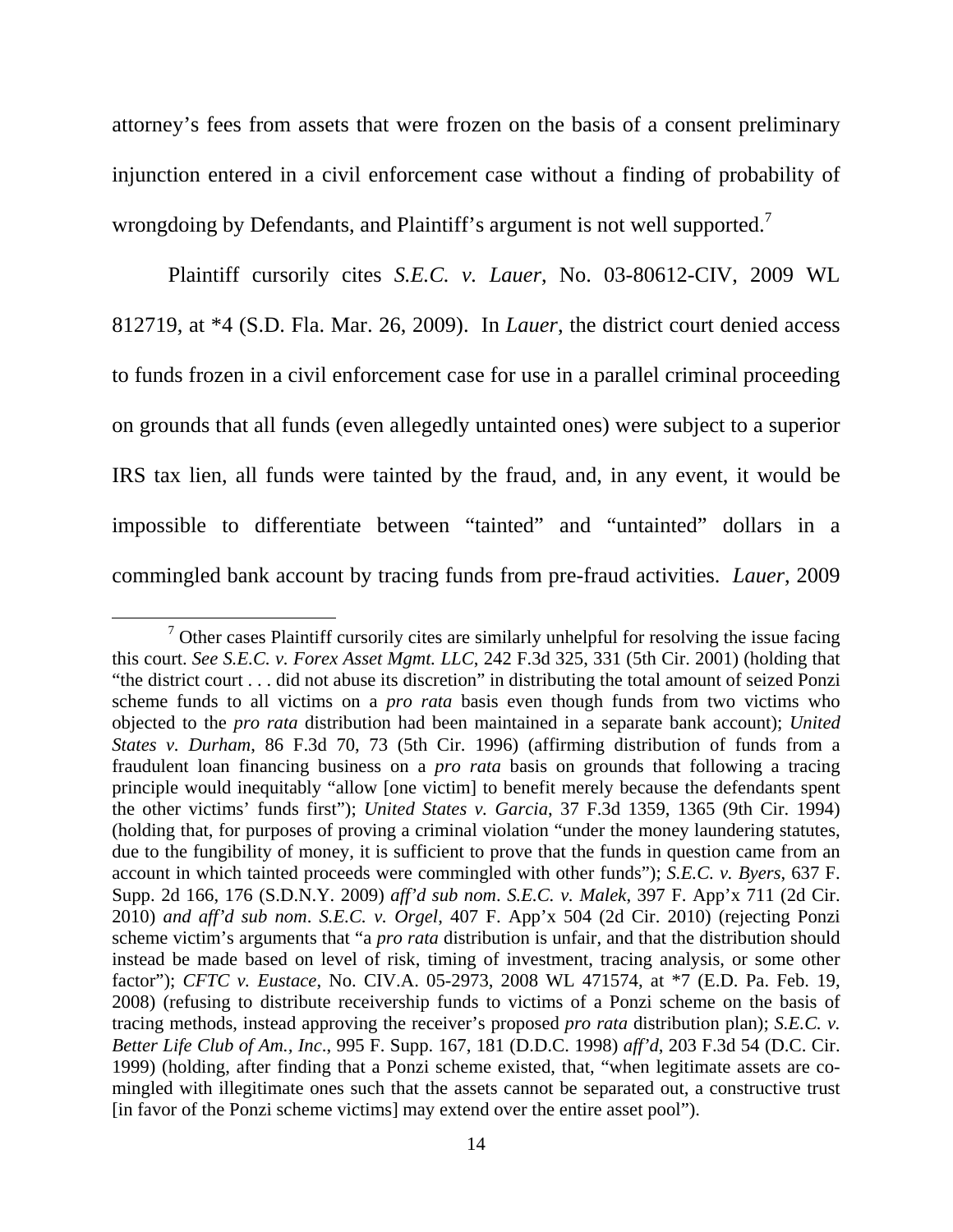attorney's fees from assets that were frozen on the basis of a consent preliminary injunction entered in a civil enforcement case without a finding of probability of wrongdoing by Defendants, and Plaintiff's argument is not well supported.[7]

Plaintiff cursorily cites *S.E.C. v. Lauer*, No. 03-80612-CIV, 2009 WL 812719, at *4 (S.D. Fla. Mar. 26, 2009). In *Lauer*, the district court denied access to funds frozen in a civil enforcement case for use in a parallel criminal proceeding on grounds that all funds (even allegedly untainted ones) were subject to a superior IRS tax lien, all funds were tainted by the fraud, and, in any event, it would be impossible to differentiate between "tainted" and "untainted" dollars in a commingled bank account by tracing funds from pre-fraud activities. *Lauer*, 2009

---

[7] Other cases Plaintiff cursorily cites are similarly unhelpful for resolving the issue facing this court. *See S.E.C. v. Forex Asset Mgmt. LLC*, 242 F.3d 325, 331 (5th Cir. 2001) (holding that "the district court . . . did not abuse its discretion" in distributing the total amount of seized Ponzi scheme funds to all victims on a *pro rata* basis even though funds from two victims who objected to the *pro rata* distribution had been maintained in a separate bank account); *United States v. Durham*, 86 F.3d 70, 73 (5th Cir. 1996) (affirming distribution of funds from a fraudulent loan financing business on a *pro rata* basis on grounds that following a tracing principle would inequitably "allow [one victim] to benefit merely because the defendants spent the other victims' funds first"); *United States v. Garcia*, 37 F.3d 1359, 1365 (9th Cir. 1994) (holding that, for purposes of proving a criminal violation "under the money laundering statutes, due to the fungibility of money, it is sufficient to prove that the funds in question came from an account in which tainted proceeds were commingled with other funds"); *S.E.C. v. Byers*, 637 F. Supp. 2d 166, 176 (S.D.N.Y. 2009) *aff'd sub nom*. *S.E.C. v. Malek*, 397 F. App'x 711 (2d Cir. 2010) *and aff'd sub nom*. *S.E.C. v. Orgel*, 407 F. App'x 504 (2d Cir. 2010) (rejecting Ponzi scheme victim's arguments that "a *pro rata* distribution is unfair, and that the distribution should instead be made based on level of risk, timing of investment, tracing analysis, or some other factor"); *CFTC v. Eustace*, No. CIV.A. 05-2973, 2008 WL 471574, at *7 (E.D. Pa. Feb. 19, 2008) (refusing to distribute receivership funds to victims of a Ponzi scheme on the basis of tracing methods, instead approving the receiver's proposed *pro rata* distribution plan); *S.E.C. v. Better Life Club of Am., Inc*., 995 F. Supp. 167, 181 (D.D.C. 1998) *aff'd*, 203 F.3d 54 (D.C. Cir. 1999) (holding, after finding that a Ponzi scheme existed, that, "when legitimate assets are co-mingled with illegitimate ones such that the assets cannot be separated out, a constructive trust [in favor of the Ponzi scheme victims] may extend over the entire asset pool").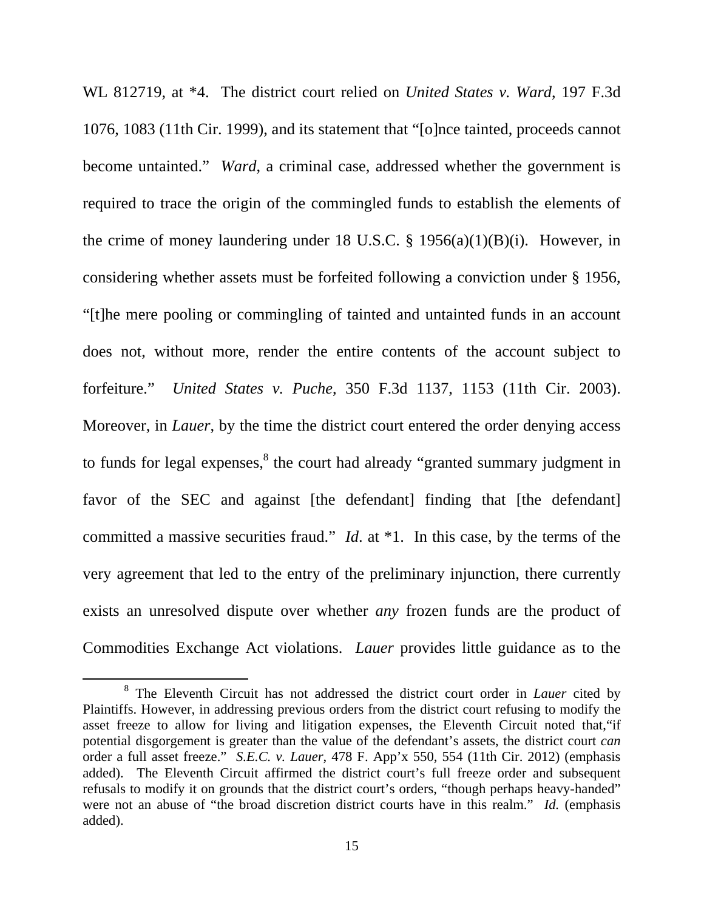WL 812719, at *4. The district court relied on *United States v. Ward*, 197 F.3d 1076, 1083 (11th Cir. 1999), and its statement that "[o]nce tainted, proceeds cannot become untainted." *Ward*, a criminal case, addressed whether the government is required to trace the origin of the commingled funds to establish the elements of the crime of money laundering under 18 U.S.C. § 1956(a)(1)(B)(i). However, in considering whether assets must be forfeited following a conviction under § 1956, "[t]he mere pooling or commingling of tainted and untainted funds in an account does not, without more, render the entire contents of the account subject to forfeiture." *United States v. Puche*, 350 F.3d 1137, 1153 (11th Cir. 2003). Moreover, in *Lauer*, by the time the district court entered the order denying access to funds for legal expenses,[8] the court had already "granted summary judgment in favor of the SEC and against [the defendant] finding that [the defendant] committed a massive securities fraud." *Id*. at *1. In this case, by the terms of the very agreement that led to the entry of the preliminary injunction, there currently exists an unresolved dispute over whether *any* frozen funds are the product of Commodities Exchange Act violations. *Lauer* provides little guidance as to the

---

[8] The Eleventh Circuit has not addressed the district court order in *Lauer* cited by Plaintiffs. However, in addressing previous orders from the district court refusing to modify the asset freeze to allow for living and litigation expenses, the Eleventh Circuit noted that,"if potential disgorgement is greater than the value of the defendant's assets, the district court *can* order a full asset freeze." *S.E.C. v. Lauer*, 478 F. App'x 550, 554 (11th Cir. 2012) (emphasis added). The Eleventh Circuit affirmed the district court's full freeze order and subsequent refusals to modify it on grounds that the district court's orders, "though perhaps heavy-handed" were not an abuse of "the broad discretion district courts have in this realm." *Id.* (emphasis added).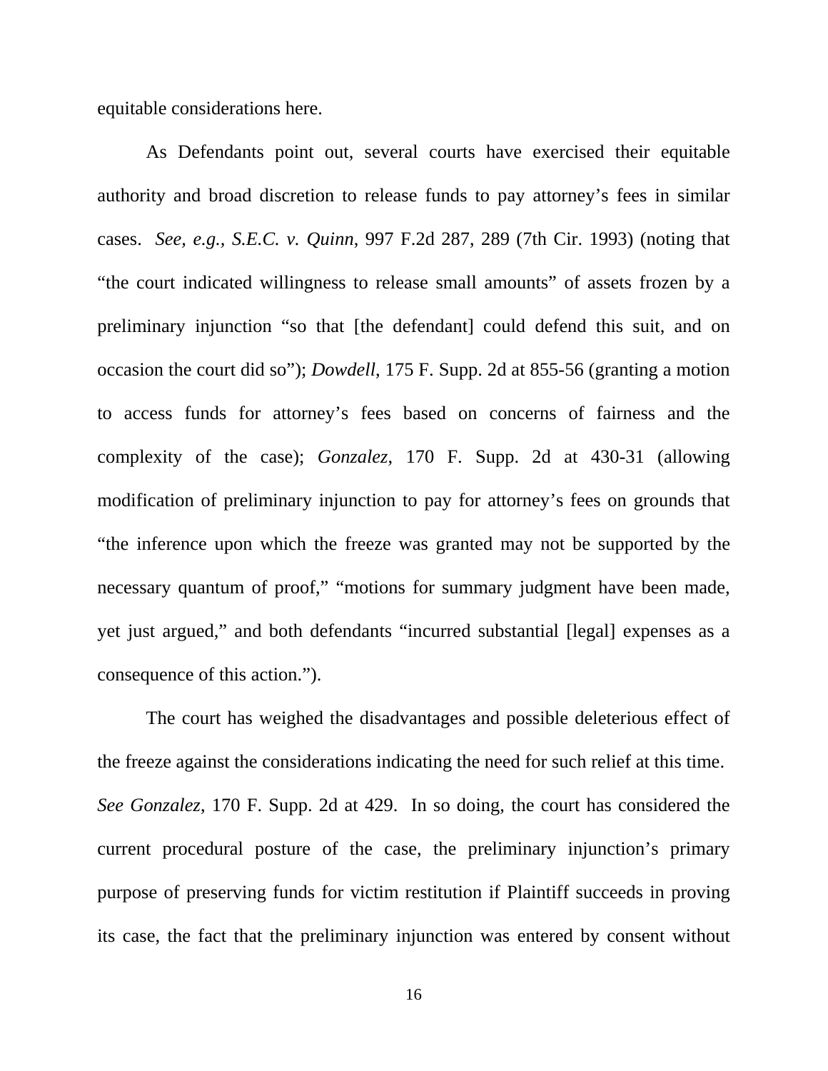equitable considerations here.

As Defendants point out, several courts have exercised their equitable authority and broad discretion to release funds to pay attorney's fees in similar cases. *See, e.g., S.E.C. v. Quinn*, 997 F.2d 287, 289 (7th Cir. 1993) (noting that "the court indicated willingness to release small amounts" of assets frozen by a preliminary injunction "so that [the defendant] could defend this suit, and on occasion the court did so"); *Dowdell*, 175 F. Supp. 2d at 855-56 (granting a motion to access funds for attorney's fees based on concerns of fairness and the complexity of the case); *Gonzalez*, 170 F. Supp. 2d at 430-31 (allowing modification of preliminary injunction to pay for attorney's fees on grounds that "the inference upon which the freeze was granted may not be supported by the necessary quantum of proof," "motions for summary judgment have been made, yet just argued," and both defendants "incurred substantial [legal] expenses as a consequence of this action.").

The court has weighed the disadvantages and possible deleterious effect of the freeze against the considerations indicating the need for such relief at this time. *See Gonzalez*, 170 F. Supp. 2d at 429. In so doing, the court has considered the current procedural posture of the case, the preliminary injunction's primary purpose of preserving funds for victim restitution if Plaintiff succeeds in proving its case, the fact that the preliminary injunction was entered by consent without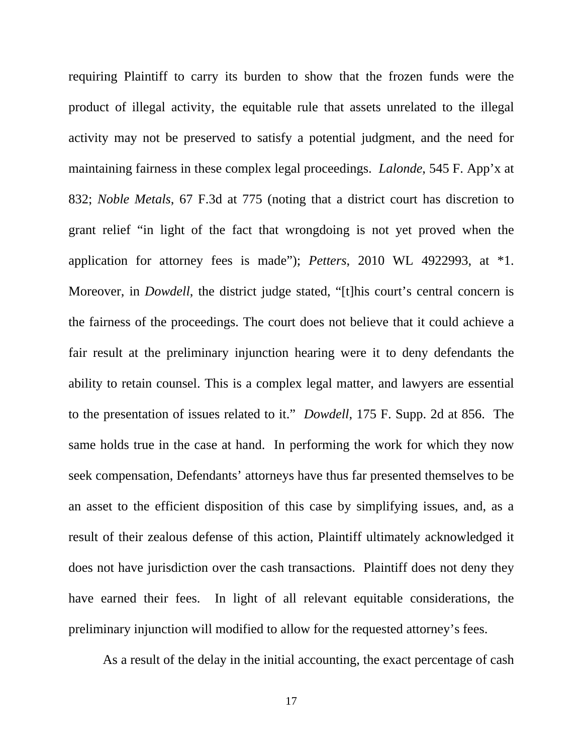requiring Plaintiff to carry its burden to show that the frozen funds were the product of illegal activity, the equitable rule that assets unrelated to the illegal activity may not be preserved to satisfy a potential judgment, and the need for maintaining fairness in these complex legal proceedings. *Lalonde*, 545 F. App'x at 832; *Noble Metals*, 67 F.3d at 775 (noting that a district court has discretion to grant relief "in light of the fact that wrongdoing is not yet proved when the application for attorney fees is made"); *Petters*, 2010 WL 4922993, at *1. Moreover, in *Dowdell*, the district judge stated, "[t]his court's central concern is the fairness of the proceedings. The court does not believe that it could achieve a fair result at the preliminary injunction hearing were it to deny defendants the ability to retain counsel. This is a complex legal matter, and lawyers are essential to the presentation of issues related to it." *Dowdell*, 175 F. Supp. 2d at 856. The same holds true in the case at hand. In performing the work for which they now seek compensation, Defendants' attorneys have thus far presented themselves to be an asset to the efficient disposition of this case by simplifying issues, and, as a result of their zealous defense of this action, Plaintiff ultimately acknowledged it does not have jurisdiction over the cash transactions. Plaintiff does not deny they have earned their fees. In light of all relevant equitable considerations, the preliminary injunction will modified to allow for the requested attorney's fees.

As a result of the delay in the initial accounting, the exact percentage of cash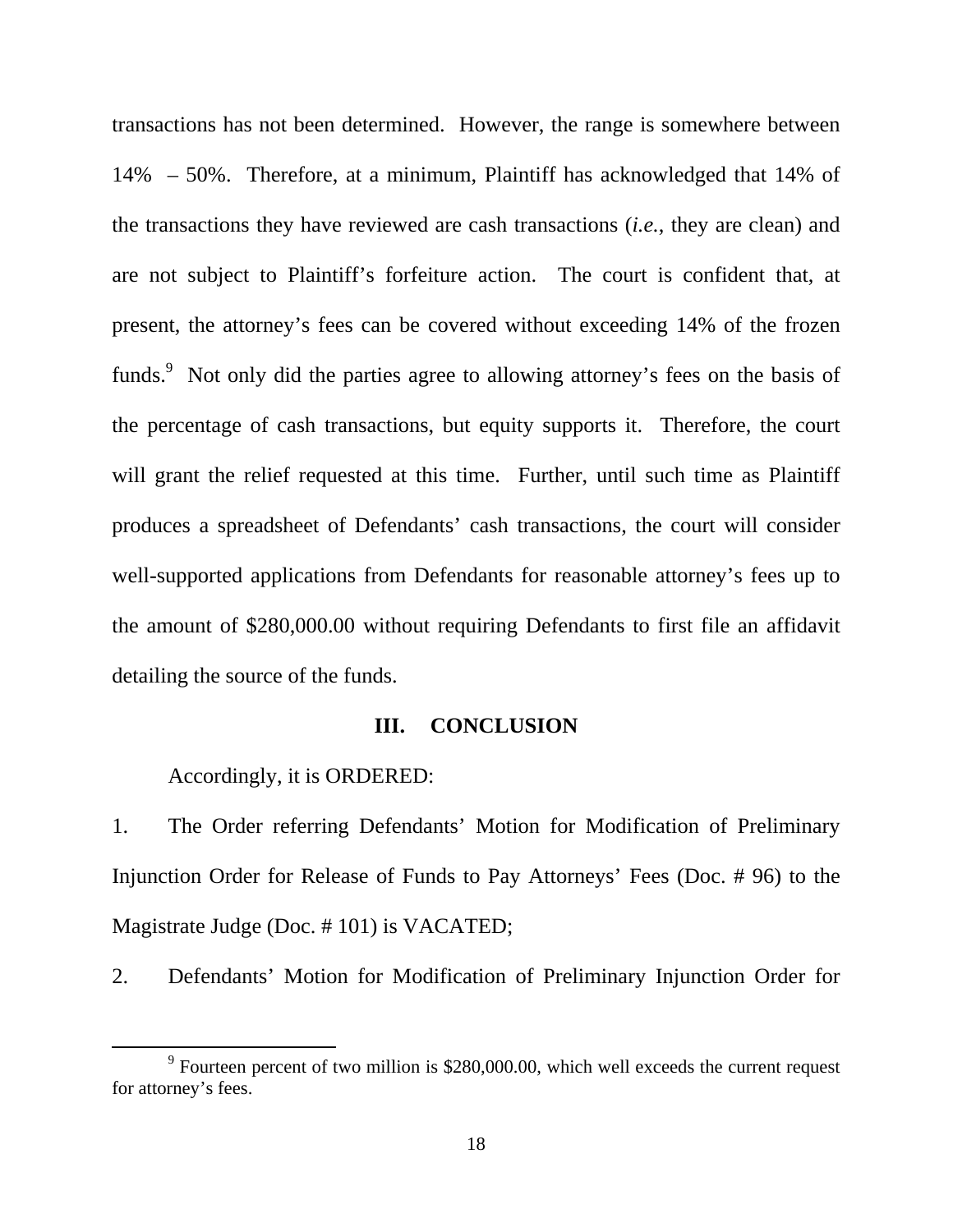transactions has not been determined. However, the range is somewhere between 14% – 50%. Therefore, at a minimum, Plaintiff has acknowledged that 14% of the transactions they have reviewed are cash transactions (*i.e.*, they are clean) and are not subject to Plaintiff's forfeiture action. The court is confident that, at present, the attorney's fees can be covered without exceeding 14% of the frozen funds.[9] Not only did the parties agree to allowing attorney's fees on the basis of the percentage of cash transactions, but equity supports it. Therefore, the court will grant the relief requested at this time. Further, until such time as Plaintiff produces a spreadsheet of Defendants' cash transactions, the court will consider well-supported applications from Defendants for reasonable attorney's fees up to the amount of $280,000.00 without requiring Defendants to first file an affidavit detailing the source of the funds.

## III. CONCLUSION

Accordingly, it is ORDERED:

1. The Order referring Defendants' Motion for Modification of Preliminary Injunction Order for Release of Funds to Pay Attorneys' Fees (Doc. # 96) to the Magistrate Judge (Doc. # 101) is VACATED;

2. Defendants' Motion for Modification of Preliminary Injunction Order for

---

[9] Fourteen percent of two million is $280,000.00, which well exceeds the current request for attorney's fees.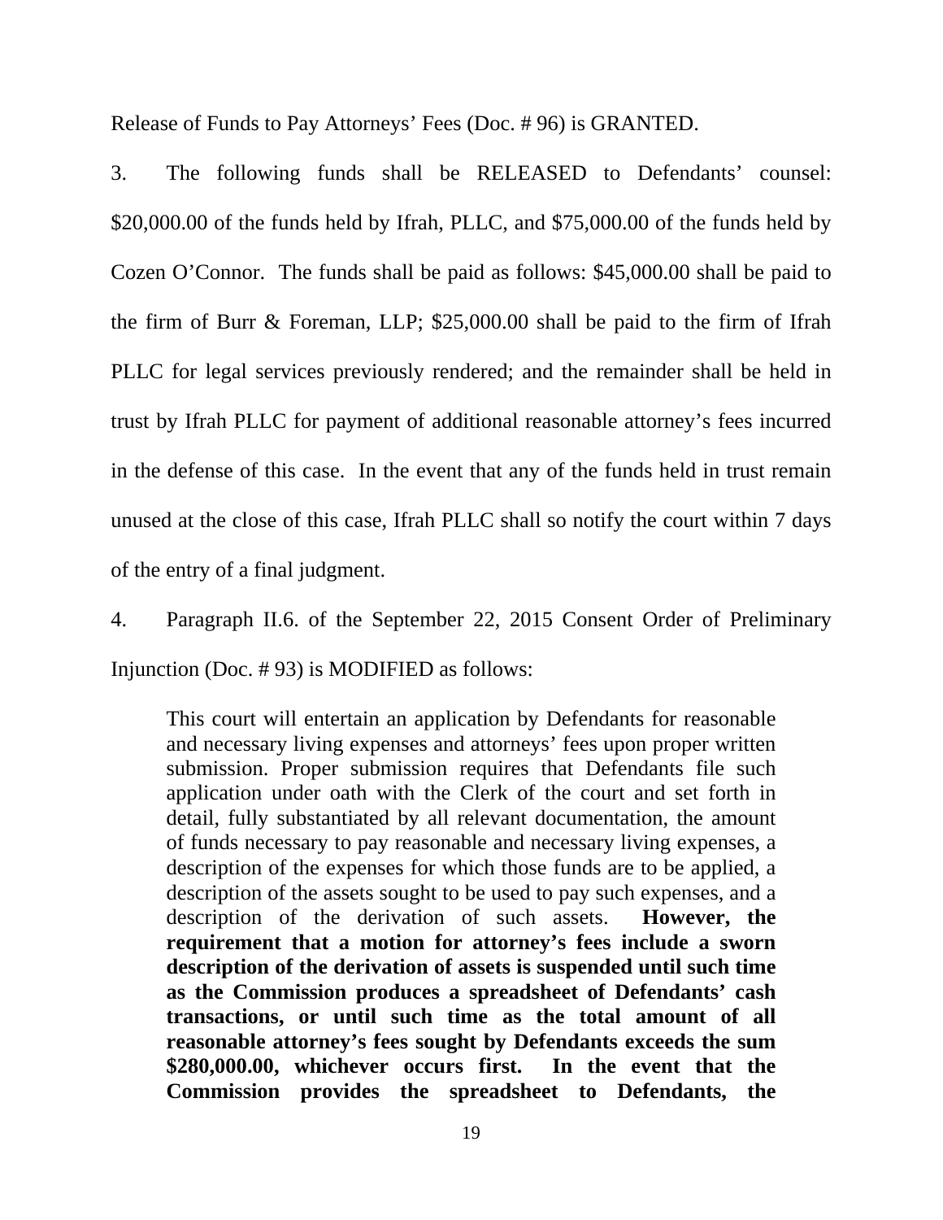Release of Funds to Pay Attorneys' Fees (Doc. # 96) is GRANTED.

3. The following funds shall be RELEASED to Defendants' counsel: $20,000.00 of the funds held by Ifrah, PLLC, and $75,000.00 of the funds held by Cozen O'Connor. The funds shall be paid as follows: $45,000.00 shall be paid to the firm of Burr & Foreman, LLP; $25,000.00 shall be paid to the firm of Ifrah PLLC for legal services previously rendered; and the remainder shall be held in trust by Ifrah PLLC for payment of additional reasonable attorney's fees incurred in the defense of this case. In the event that any of the funds held in trust remain unused at the close of this case, Ifrah PLLC shall so notify the court within 7 days of the entry of a final judgment.

4. Paragraph II.6. of the September 22, 2015 Consent Order of Preliminary Injunction (Doc. # 93) is MODIFIED as follows:

> This court will entertain an application by Defendants for reasonable and necessary living expenses and attorneys' fees upon proper written submission. Proper submission requires that Defendants file such application under oath with the Clerk of the court and set forth in detail, fully substantiated by all relevant documentation, the amount of funds necessary to pay reasonable and necessary living expenses, a description of the expenses for which those funds are to be applied, a description of the assets sought to be used to pay such expenses, and a description of the derivation of such assets. **However, the requirement that a motion for attorney's fees include a sworn description of the derivation of assets is suspended until such time as the Commission produces a spreadsheet of Defendants' cash transactions, or until such time as the total amount of all reasonable attorney's fees sought by Defendants exceeds the sum $280,000.00, whichever occurs first. In the event that the Commission provides the spreadsheet to Defendants, the**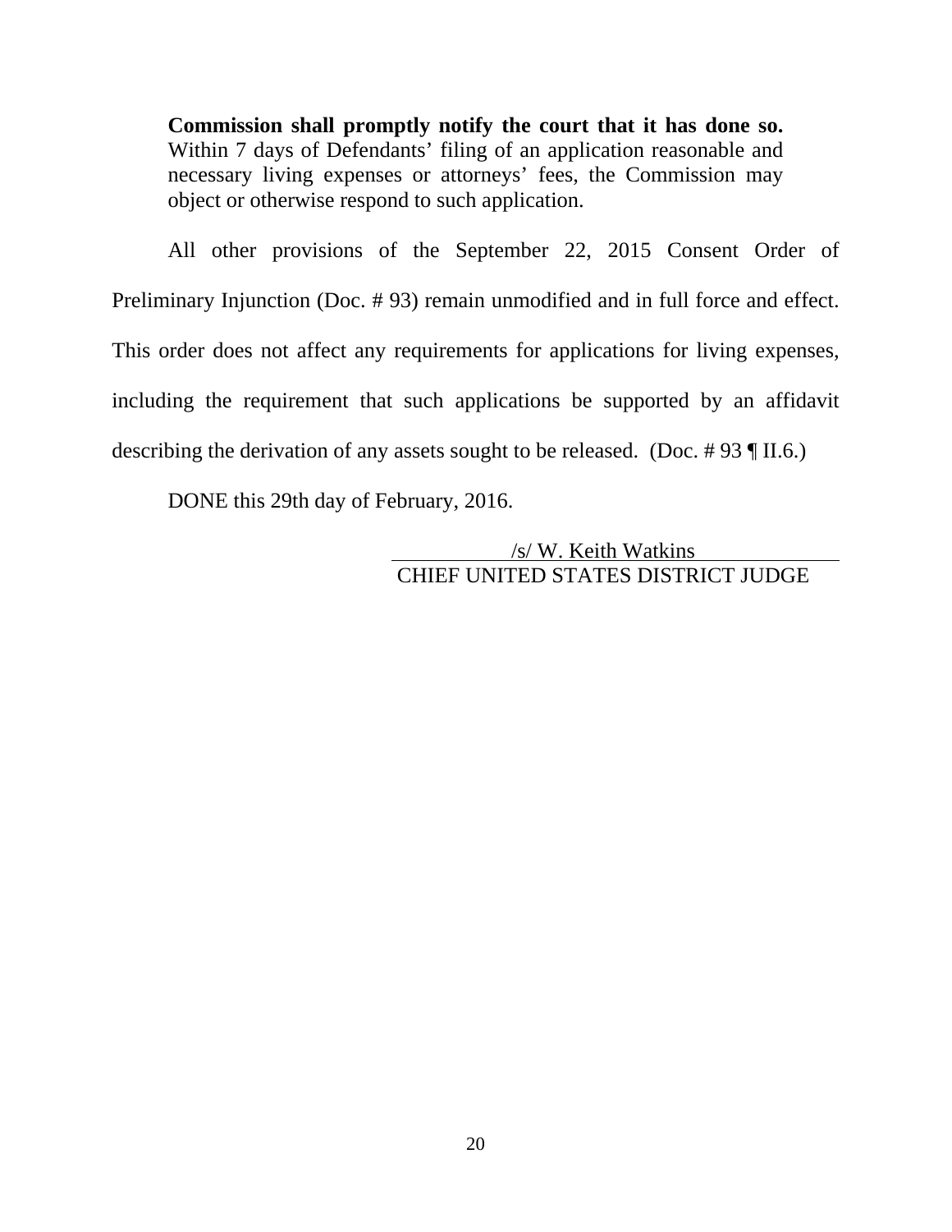> **Commission shall promptly notify the court that it has done so.** Within 7 days of Defendants' filing of an application reasonable and necessary living expenses or attorneys' fees, the Commission may object or otherwise respond to such application.

All other provisions of the September 22, 2015 Consent Order of Preliminary Injunction (Doc. # 93) remain unmodified and in full force and effect. This order does not affect any requirements for applications for living expenses, including the requirement that such applications be supported by an affidavit describing the derivation of any assets sought to be released. (Doc. # 93 ¶ II.6.)

DONE this 29th day of February, 2016.

/s/ W. Keith Watkins
CHIEF UNITED STATES DISTRICT JUDGE